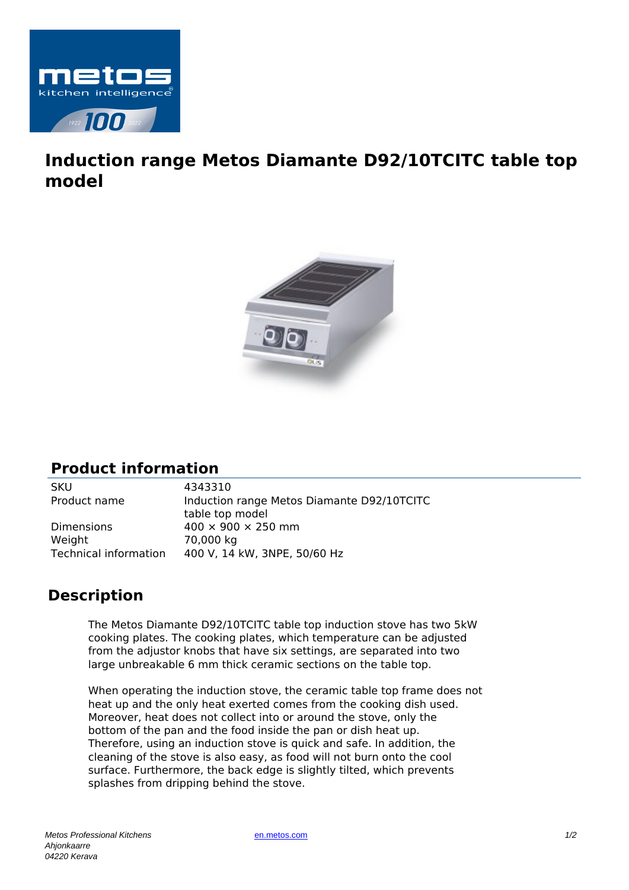# Induction range Metos Diamante D92/10TCITC table top model

## Product information

| | |
|---|---|
| SKU | 4343310 |
| Product name | Induction range Metos Diamante D92/10TCITC table top model |
| Dimensions | 400 × 900 × 250 mm |
| Weight | 70,000 kg |
| Technical information | 400 V, 14 kW, 3NPE, 50/60 Hz |

## Description

The Metos Diamante D92/10TCITC table top induction stove has two 5kW cooking plates. The cooking plates, which temperature can be adjusted from the adjustor knobs that have six settings, are separated into two large unbreakable 6 mm thick ceramic sections on the table top.

When operating the induction stove, the ceramic table top frame does not heat up and the only heat exerted comes from the cooking dish used. Moreover, heat does not collect into or around the stove, only the bottom of the pan and the food inside the pan or dish heat up. Therefore, using an induction stove is quick and safe. In addition, the cleaning of the stove is also easy, as food will not burn onto the cool surface. Furthermore, the back edge is slightly tilted, which prevents splashes from dripping behind the stove.

*Metos Professional Kitchens*
*Ahjonkaarre*
*04220 Kerava*

en.metos.com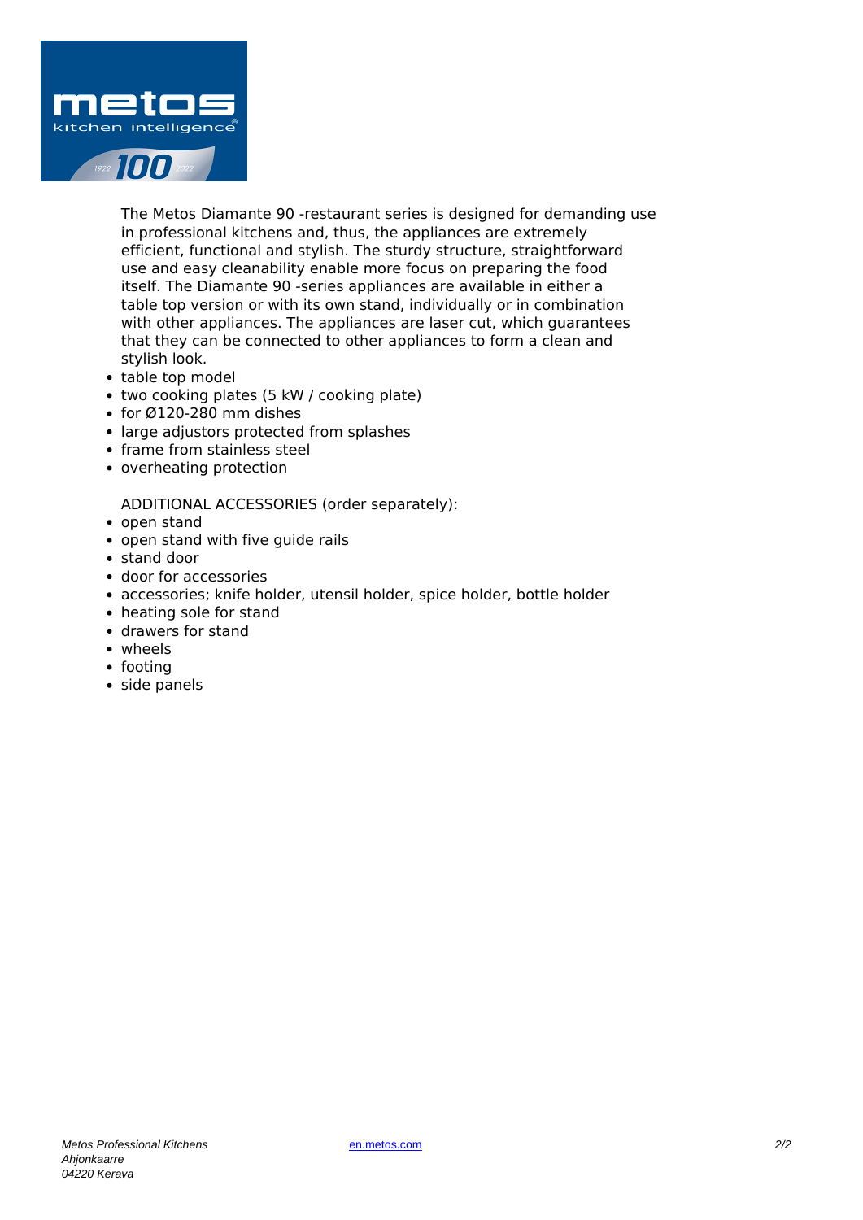The Metos Diamante 90 -restaurant series is designed for demanding use in professional kitchens and, thus, the appliances are extremely efficient, functional and stylish. The sturdy structure, straightforward use and easy cleanability enable more focus on preparing the food itself. The Diamante 90 -series appliances are available in either a table top version or with its own stand, individually or in combination with other appliances. The appliances are laser cut, which guarantees that they can be connected to other appliances to form a clean and stylish look.

- table top model
- two cooking plates (5 kW / cooking plate)
- for Ø120-280 mm dishes
- large adjustors protected from splashes
- frame from stainless steel
- overheating protection

ADDITIONAL ACCESSORIES (order separately):

- open stand
- open stand with five guide rails
- stand door
- door for accessories
- accessories; knife holder, utensil holder, spice holder, bottle holder
- heating sole for stand
- drawers for stand
- wheels
- footing
- side panels